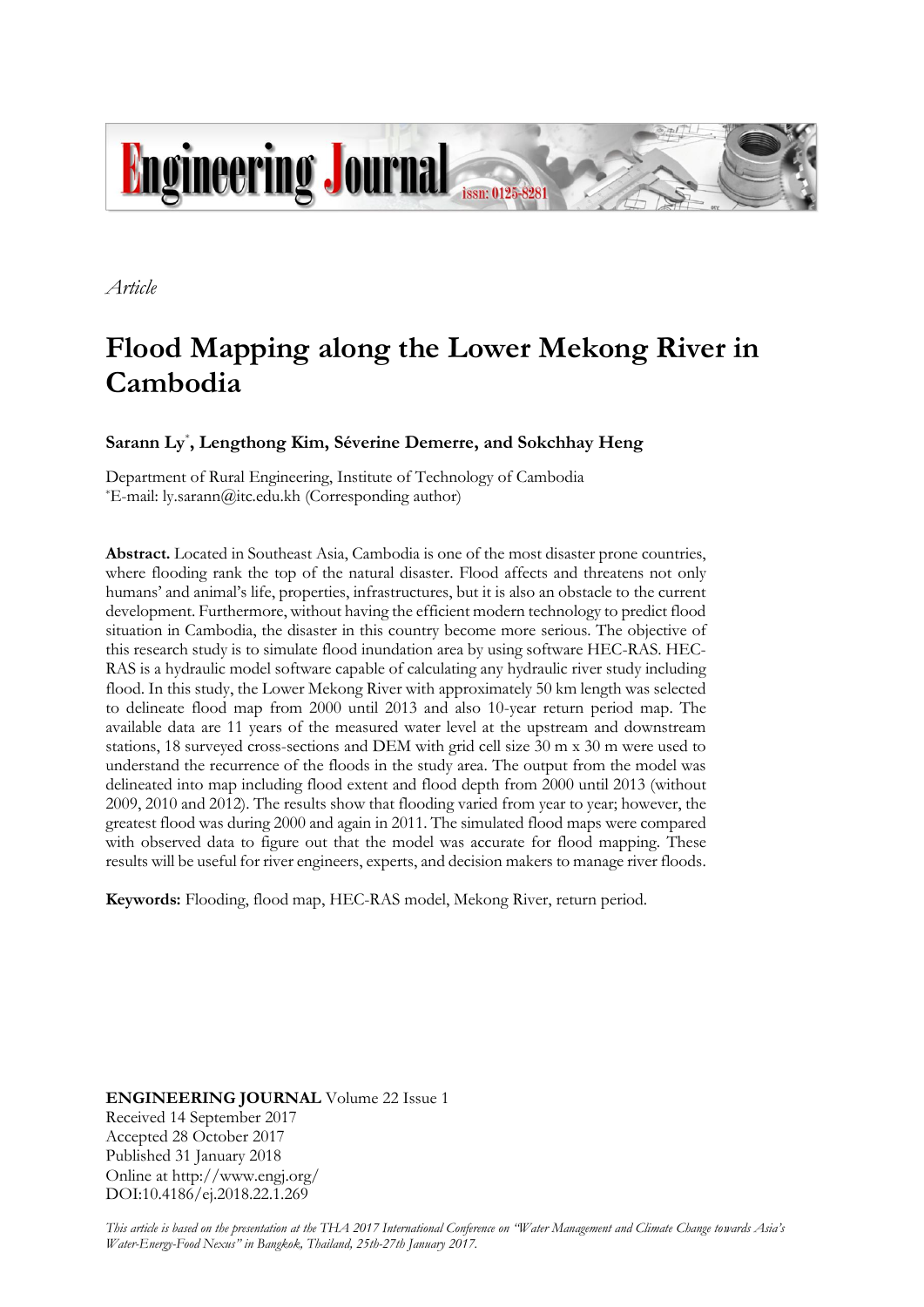*Article*

# Flood Mapping along the Lower Mekong River in Cambodia

**Sarann Ly[*], Lengthong Kim, Séverine Demerre, and Sokchhay Heng**

Department of Rural Engineering, Institute of Technology of Cambodia
[*]E-mail: ly.sarann@itc.edu.kh (Corresponding author)

**Abstract.** Located in Southeast Asia, Cambodia is one of the most disaster prone countries, where flooding rank the top of the natural disaster. Flood affects and threatens not only humans' and animal's life, properties, infrastructures, but it is also an obstacle to the current development. Furthermore, without having the efficient modern technology to predict flood situation in Cambodia, the disaster in this country become more serious. The objective of this research study is to simulate flood inundation area by using software HEC-RAS. HEC-RAS is a hydraulic model software capable of calculating any hydraulic river study including flood. In this study, the Lower Mekong River with approximately 50 km length was selected to delineate flood map from 2000 until 2013 and also 10-year return period map. The available data are 11 years of the measured water level at the upstream and downstream stations, 18 surveyed cross-sections and DEM with grid cell size 30 m x 30 m were used to understand the recurrence of the floods in the study area. The output from the model was delineated into map including flood extent and flood depth from 2000 until 2013 (without 2009, 2010 and 2012). The results show that flooding varied from year to year; however, the greatest flood was during 2000 and again in 2011. The simulated flood maps were compared with observed data to figure out that the model was accurate for flood mapping. These results will be useful for river engineers, experts, and decision makers to manage river floods.

**Keywords:** Flooding, flood map, HEC-RAS model, Mekong River, return period.

**ENGINEERING JOURNAL** Volume 22 Issue 1
Received 14 September 2017
Accepted 28 October 2017
Published 31 January 2018
Online at http://www.engj.org/
DOI:10.4186/ej.2018.22.1.269

*This article is based on the presentation at the THA 2017 International Conference on "Water Management and Climate Change towards Asia's Water-Energy-Food Nexus" in Bangkok, Thailand, 25th-27th January 2017.*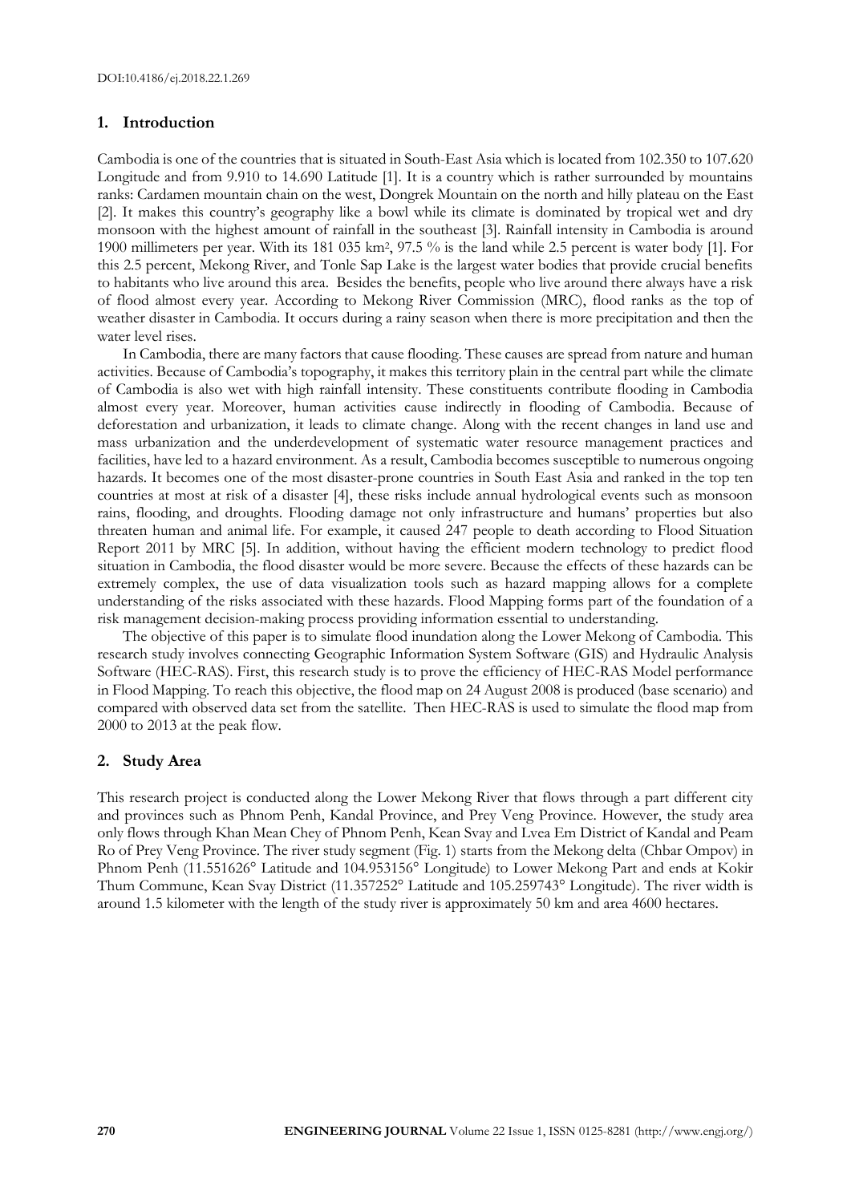## 1. Introduction

Cambodia is one of the countries that is situated in South-East Asia which is located from 102.350 to 107.620 Longitude and from 9.910 to 14.690 Latitude [1]. It is a country which is rather surrounded by mountains ranks: Cardamen mountain chain on the west, Dongrek Mountain on the north and hilly plateau on the East [2]. It makes this country's geography like a bowl while its climate is dominated by tropical wet and dry monsoon with the highest amount of rainfall in the southeast [3]. Rainfall intensity in Cambodia is around 1900 millimeters per year. With its 181 035 km², 97.5 % is the land while 2.5 percent is water body [1]. For this 2.5 percent, Mekong River, and Tonle Sap Lake is the largest water bodies that provide crucial benefits to habitants who live around this area. Besides the benefits, people who live around there always have a risk of flood almost every year. According to Mekong River Commission (MRC), flood ranks as the top of weather disaster in Cambodia. It occurs during a rainy season when there is more precipitation and then the water level rises.

In Cambodia, there are many factors that cause flooding. These causes are spread from nature and human activities. Because of Cambodia's topography, it makes this territory plain in the central part while the climate of Cambodia is also wet with high rainfall intensity. These constituents contribute flooding in Cambodia almost every year. Moreover, human activities cause indirectly in flooding of Cambodia. Because of deforestation and urbanization, it leads to climate change. Along with the recent changes in land use and mass urbanization and the underdevelopment of systematic water resource management practices and facilities, have led to a hazard environment. As a result, Cambodia becomes susceptible to numerous ongoing hazards. It becomes one of the most disaster-prone countries in South East Asia and ranked in the top ten countries at most at risk of a disaster [4], these risks include annual hydrological events such as monsoon rains, flooding, and droughts. Flooding damage not only infrastructure and humans' properties but also threaten human and animal life. For example, it caused 247 people to death according to Flood Situation Report 2011 by MRC [5]. In addition, without having the efficient modern technology to predict flood situation in Cambodia, the flood disaster would be more severe. Because the effects of these hazards can be extremely complex, the use of data visualization tools such as hazard mapping allows for a complete understanding of the risks associated with these hazards. Flood Mapping forms part of the foundation of a risk management decision-making process providing information essential to understanding.

The objective of this paper is to simulate flood inundation along the Lower Mekong of Cambodia. This research study involves connecting Geographic Information System Software (GIS) and Hydraulic Analysis Software (HEC-RAS). First, this research study is to prove the efficiency of HEC-RAS Model performance in Flood Mapping. To reach this objective, the flood map on 24 August 2008 is produced (base scenario) and compared with observed data set from the satellite. Then HEC-RAS is used to simulate the flood map from 2000 to 2013 at the peak flow.

## 2. Study Area

This research project is conducted along the Lower Mekong River that flows through a part different city and provinces such as Phnom Penh, Kandal Province, and Prey Veng Province. However, the study area only flows through Khan Mean Chey of Phnom Penh, Kean Svay and Lvea Em District of Kandal and Peam Ro of Prey Veng Province. The river study segment (Fig. 1) starts from the Mekong delta (Chbar Ompov) in Phnom Penh (11.551626° Latitude and 104.953156° Longitude) to Lower Mekong Part and ends at Kokir Thum Commune, Kean Svay District (11.357252° Latitude and 105.259743° Longitude). The river width is around 1.5 kilometer with the length of the study river is approximately 50 km and area 4600 hectares.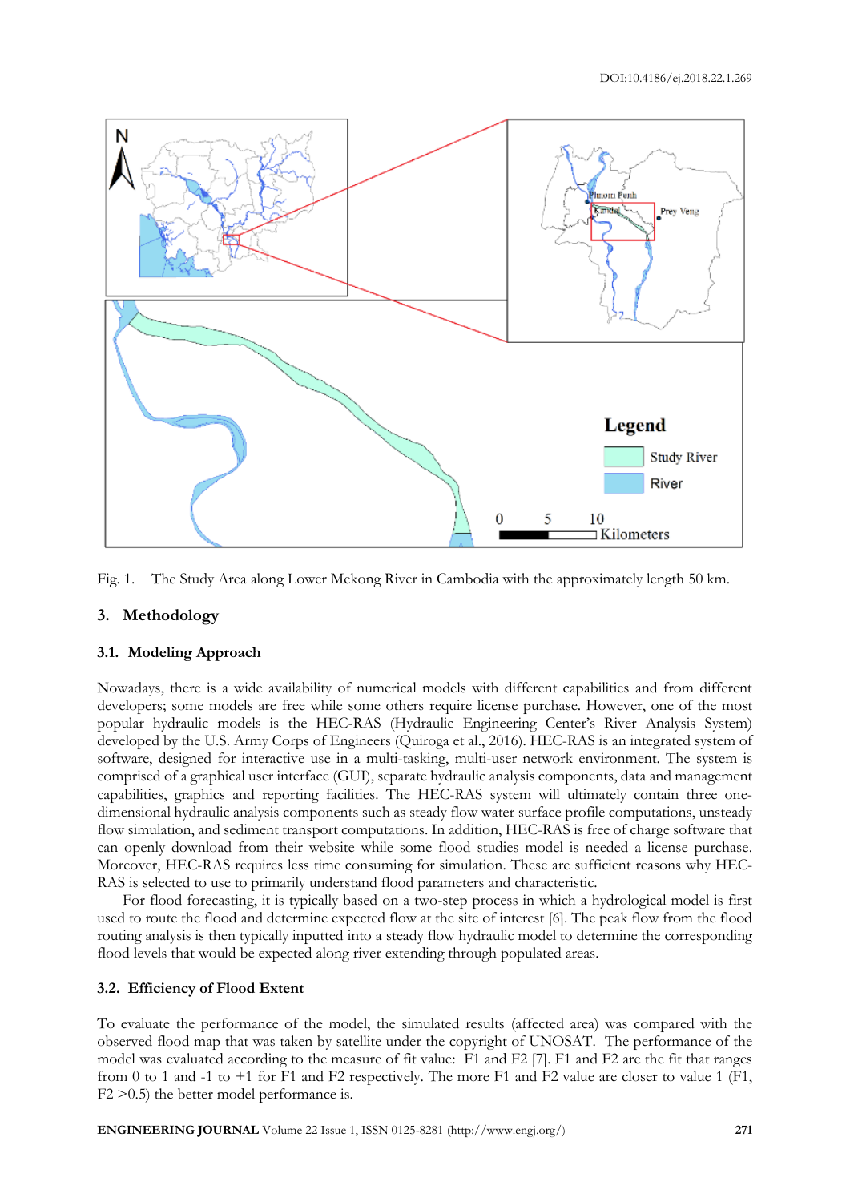Fig. 1. The Study Area along Lower Mekong River in Cambodia with the approximately length 50 km.

## 3. Methodology

### 3.1. Modeling Approach

Nowadays, there is a wide availability of numerical models with different capabilities and from different developers; some models are free while some others require license purchase. However, one of the most popular hydraulic models is the HEC-RAS (Hydraulic Engineering Center's River Analysis System) developed by the U.S. Army Corps of Engineers (Quiroga et al., 2016). HEC-RAS is an integrated system of software, designed for interactive use in a multi-tasking, multi-user network environment. The system is comprised of a graphical user interface (GUI), separate hydraulic analysis components, data and management capabilities, graphics and reporting facilities. The HEC-RAS system will ultimately contain three one-dimensional hydraulic analysis components such as steady flow water surface profile computations, unsteady flow simulation, and sediment transport computations. In addition, HEC-RAS is free of charge software that can openly download from their website while some flood studies model is needed a license purchase. Moreover, HEC-RAS requires less time consuming for simulation. These are sufficient reasons why HEC-RAS is selected to use to primarily understand flood parameters and characteristic.

For flood forecasting, it is typically based on a two-step process in which a hydrological model is first used to route the flood and determine expected flow at the site of interest [6]. The peak flow from the flood routing analysis is then typically inputted into a steady flow hydraulic model to determine the corresponding flood levels that would be expected along river extending through populated areas.

### 3.2. Efficiency of Flood Extent

To evaluate the performance of the model, the simulated results (affected area) was compared with the observed flood map that was taken by satellite under the copyright of UNOSAT. The performance of the model was evaluated according to the measure of fit value: F1 and F2 [7]. F1 and F2 are the fit that ranges from 0 to 1 and -1 to +1 for F1 and F2 respectively. The more F1 and F2 value are closer to value 1 (F1, F2 >0.5) the better model performance is.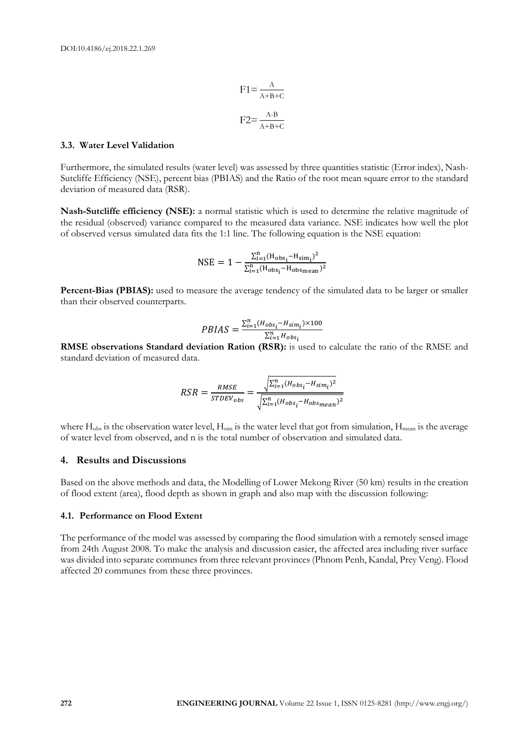$$F1 = \frac{A}{A+B+C}$$

$$F2 = \frac{A-B}{A+B+C}$$

### 3.3. Water Level Validation

Furthermore, the simulated results (water level) was assessed by three quantities statistic (Error index), Nash-Sutcliffe Efficiency (NSE), percent bias (PBIAS) and the Ratio of the root mean square error to the standard deviation of measured data (RSR).

**Nash-Sutcliffe efficiency (NSE):** a normal statistic which is used to determine the relative magnitude of the residual (observed) variance compared to the measured data variance. NSE indicates how well the plot of observed versus simulated data fits the 1:1 line. The following equation is the NSE equation:

$$\text{NSE} = 1 - \frac{\sum_{i=1}^{n}(H_{obs_i} - H_{sim_i})^2}{\sum_{i=1}^{n}(H_{obs_i} - H_{obs_{mean}})^2}$$

**Percent-Bias (PBIAS):** used to measure the average tendency of the simulated data to be larger or smaller than their observed counterparts.

$$PBIAS = \frac{\sum_{i=1}^{n}(H_{obs_i} - H_{sim_i}) \times 100}{\sum_{i=1}^{n} H_{obs_i}}$$

**RMSE observations Standard deviation Ration (RSR):** is used to calculate the ratio of the RMSE and standard deviation of measured data.

$$RSR = \frac{RMSE}{STDEV_{obs}} = \frac{\sqrt{\sum_{i=1}^{n}(H_{obs_i} - H_{sim_i})^2}}{\sqrt{\sum_{i=1}^{n}(H_{obs_i} - H_{obs_{mean}})^2}}$$

where $H_{obs}$ is the observation water level, $H_{sim}$ is the water level that got from simulation, $H_{mean}$ is the average of water level from observed, and n is the total number of observation and simulated data.

## 4. Results and Discussions

Based on the above methods and data, the Modelling of Lower Mekong River (50 km) results in the creation of flood extent (area), flood depth as shown in graph and also map with the discussion following:

### 4.1. Performance on Flood Extent

The performance of the model was assessed by comparing the flood simulation with a remotely sensed image from 24th August 2008. To make the analysis and discussion easier, the affected area including river surface was divided into separate communes from three relevant provinces (Phnom Penh, Kandal, Prey Veng). Flood affected 20 communes from these three provinces.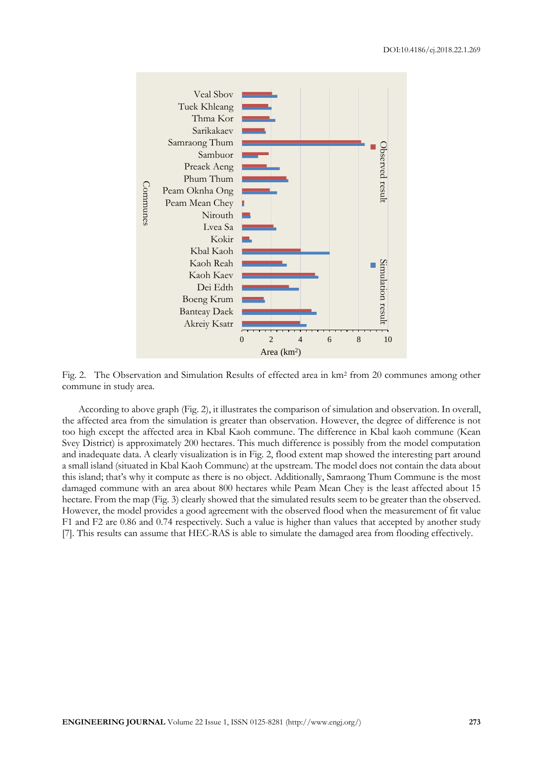Fig. 2. The Observation and Simulation Results of effected area in km² from 20 communes among other commune in study area.

According to above graph (Fig. 2), it illustrates the comparison of simulation and observation. In overall, the affected area from the simulation is greater than observation. However, the degree of difference is not too high except the affected area in Kbal Kaoh commune. The difference in Kbal kaoh commune (Kean Svey District) is approximately 200 hectares. This much difference is possibly from the model computation and inadequate data. A clearly visualization is in Fig. 2, flood extent map showed the interesting part around a small island (situated in Kbal Kaoh Commune) at the upstream. The model does not contain the data about this island; that's why it compute as there is no object. Additionally, Samraong Thum Commune is the most damaged commune with an area about 800 hectares while Peam Mean Chey is the least affected about 15 hectare. From the map (Fig. 3) clearly showed that the simulated results seem to be greater than the observed. However, the model provides a good agreement with the observed flood when the measurement of fit value F1 and F2 are 0.86 and 0.74 respectively. Such a value is higher than values that accepted by another study [7]. This results can assume that HEC-RAS is able to simulate the damaged area from flooding effectively.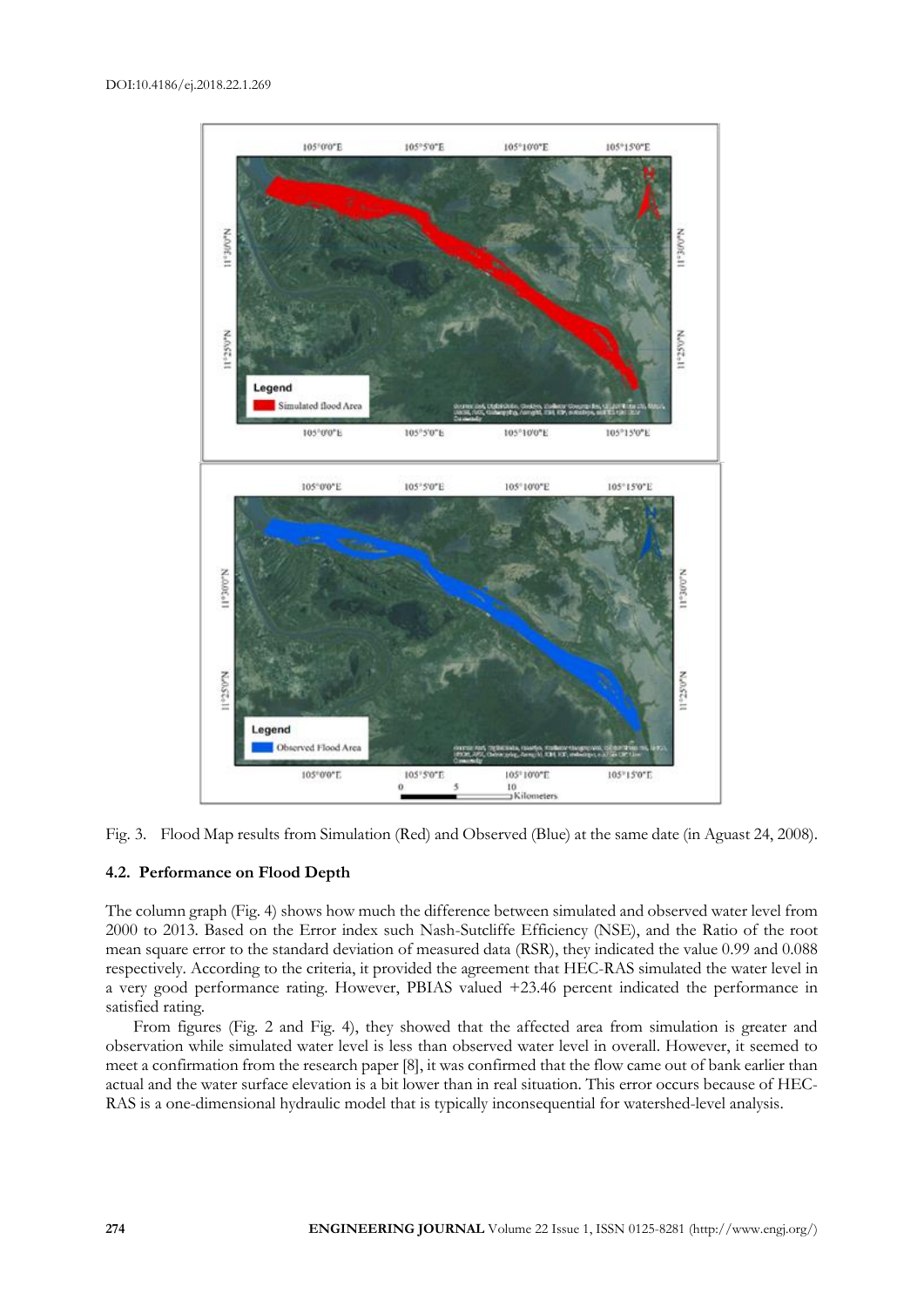Fig. 3. Flood Map results from Simulation (Red) and Observed (Blue) at the same date (in Aguast 24, 2008).

### 4.2. Performance on Flood Depth

The column graph (Fig. 4) shows how much the difference between simulated and observed water level from 2000 to 2013. Based on the Error index such Nash-Sutcliffe Efficiency (NSE), and the Ratio of the root mean square error to the standard deviation of measured data (RSR), they indicated the value 0.99 and 0.088 respectively. According to the criteria, it provided the agreement that HEC-RAS simulated the water level in a very good performance rating. However, PBIAS valued +23.46 percent indicated the performance in satisfied rating.

From figures (Fig. 2 and Fig. 4), they showed that the affected area from simulation is greater and observation while simulated water level is less than observed water level in overall. However, it seemed to meet a confirmation from the research paper [8], it was confirmed that the flow came out of bank earlier than actual and the water surface elevation is a bit lower than in real situation. This error occurs because of HEC-RAS is a one-dimensional hydraulic model that is typically inconsequential for watershed-level analysis.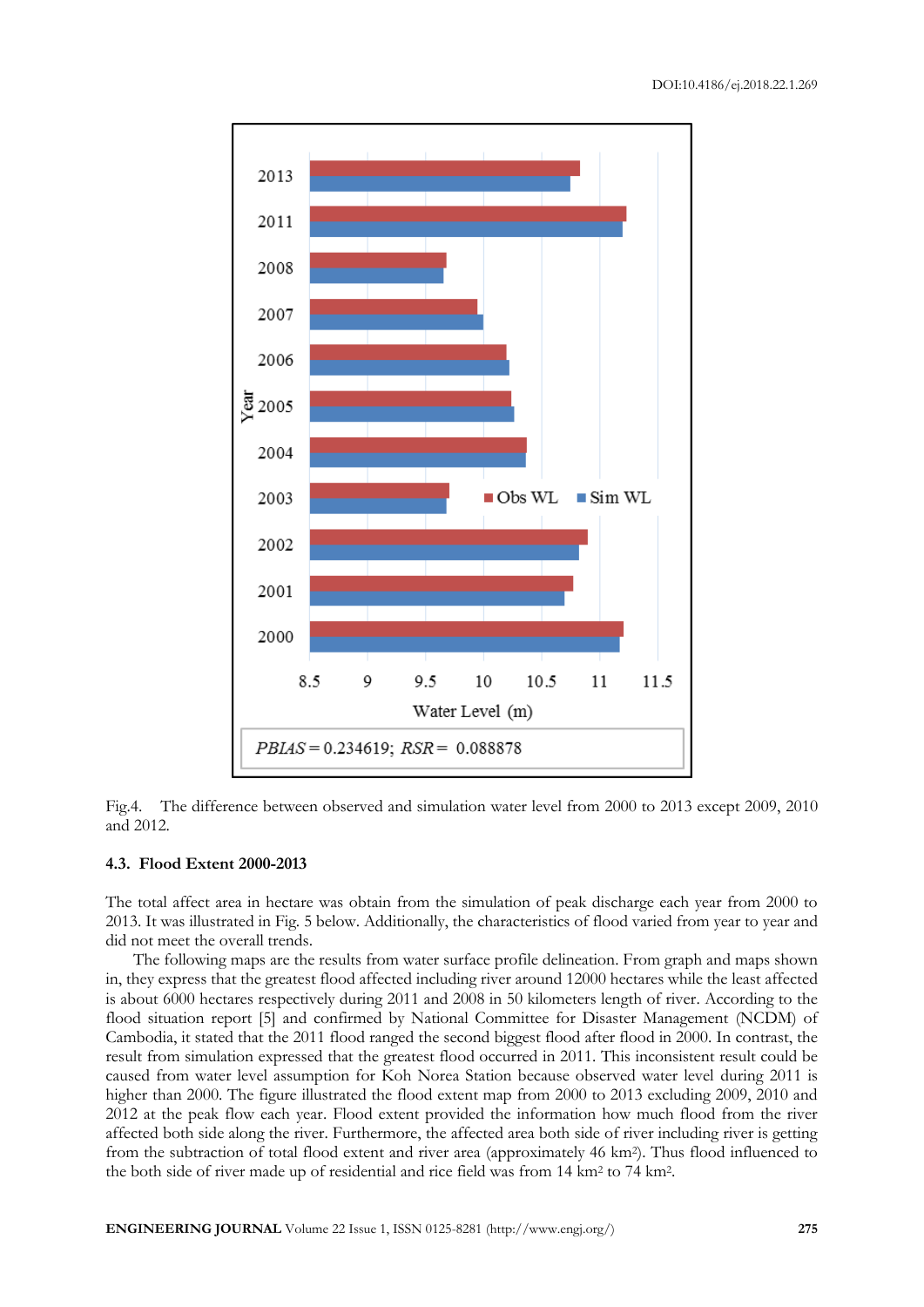Fig.4. The difference between observed and simulation water level from 2000 to 2013 except 2009, 2010 and 2012.

### 4.3. Flood Extent 2000-2013

The total affect area in hectare was obtain from the simulation of peak discharge each year from 2000 to 2013. It was illustrated in Fig. 5 below. Additionally, the characteristics of flood varied from year to year and did not meet the overall trends.

The following maps are the results from water surface profile delineation. From graph and maps shown in, they express that the greatest flood affected including river around 12000 hectares while the least affected is about 6000 hectares respectively during 2011 and 2008 in 50 kilometers length of river. According to the flood situation report [5] and confirmed by National Committee for Disaster Management (NCDM) of Cambodia, it stated that the 2011 flood ranged the second biggest flood after flood in 2000. In contrast, the result from simulation expressed that the greatest flood occurred in 2011. This inconsistent result could be caused from water level assumption for Koh Norea Station because observed water level during 2011 is higher than 2000. The figure illustrated the flood extent map from 2000 to 2013 excluding 2009, 2010 and 2012 at the peak flow each year. Flood extent provided the information how much flood from the river affected both side along the river. Furthermore, the affected area both side of river including river is getting from the subtraction of total flood extent and river area (approximately 46 $km^2$). Thus flood influenced to the both side of river made up of residential and rice field was from 14 $km^2$ to 74 $km^2$.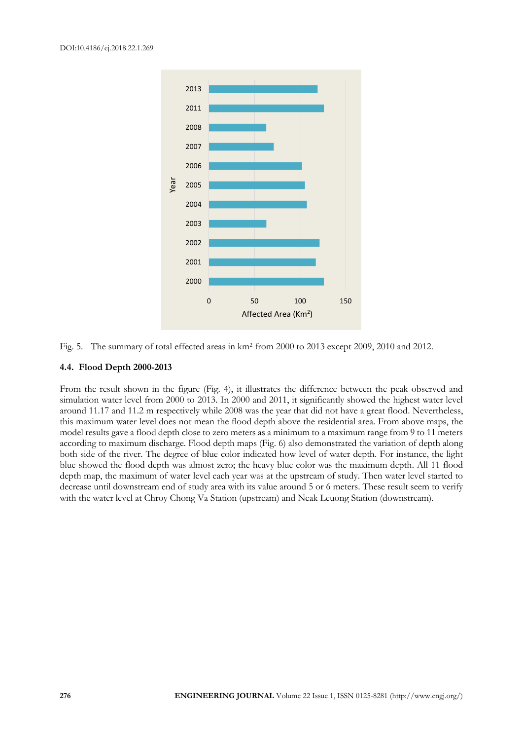Fig. 5. The summary of total effected areas in km² from 2000 to 2013 except 2009, 2010 and 2012.

### 4.4. Flood Depth 2000-2013

From the result shown in the figure (Fig. 4), it illustrates the difference between the peak observed and simulation water level from 2000 to 2013. In 2000 and 2011, it significantly showed the highest water level around 11.17 and 11.2 m respectively while 2008 was the year that did not have a great flood. Nevertheless, this maximum water level does not mean the flood depth above the residential area. From above maps, the model results gave a flood depth close to zero meters as a minimum to a maximum range from 9 to 11 meters according to maximum discharge. Flood depth maps (Fig. 6) also demonstrated the variation of depth along both side of the river. The degree of blue color indicated how level of water depth. For instance, the light blue showed the flood depth was almost zero; the heavy blue color was the maximum depth. All 11 flood depth map, the maximum of water level each year was at the upstream of study. Then water level started to decrease until downstream end of study area with its value around 5 or 6 meters. These result seem to verify with the water level at Chroy Chong Va Station (upstream) and Neak Leuong Station (downstream).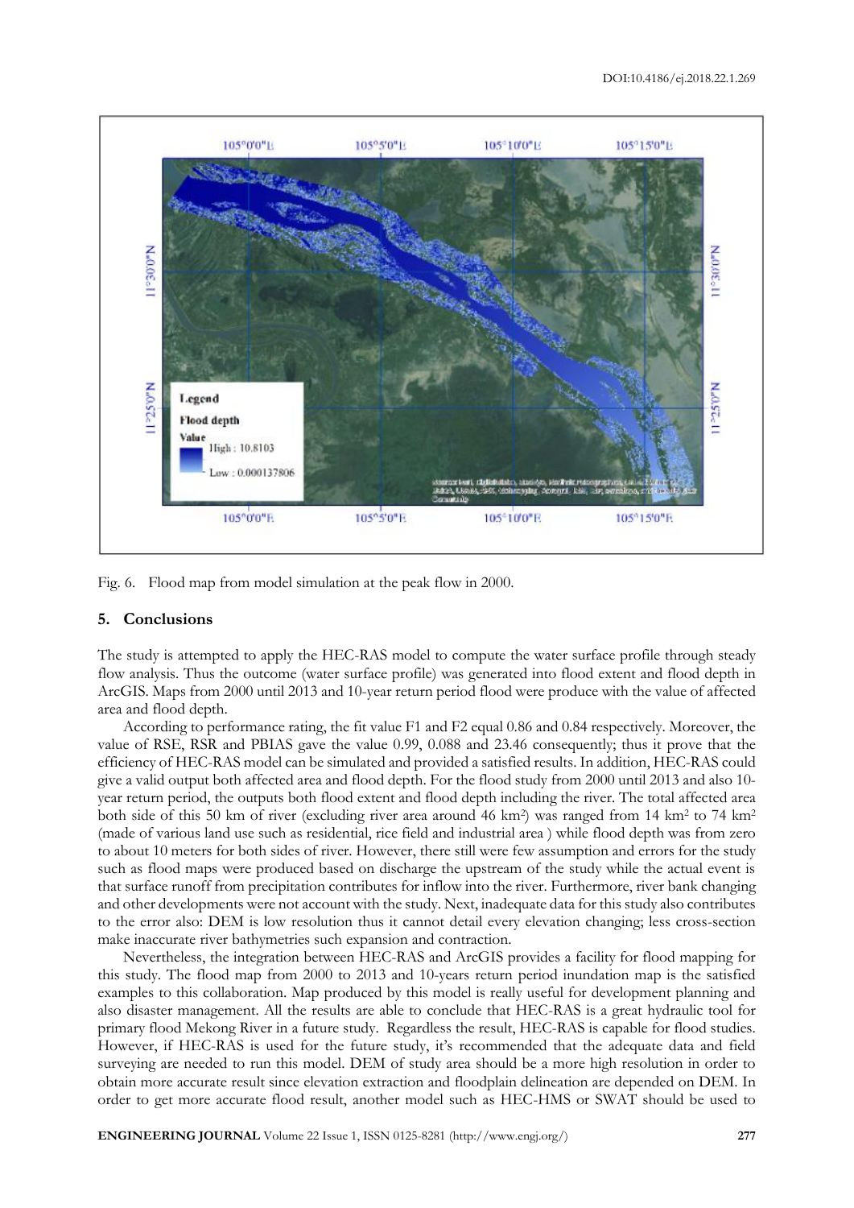Fig. 6. Flood map from model simulation at the peak flow in 2000.

## 5. Conclusions

The study is attempted to apply the HEC-RAS model to compute the water surface profile through steady flow analysis. Thus the outcome (water surface profile) was generated into flood extent and flood depth in ArcGIS. Maps from 2000 until 2013 and 10-year return period flood were produce with the value of affected area and flood depth.

According to performance rating, the fit value F1 and F2 equal 0.86 and 0.84 respectively. Moreover, the value of RSE, RSR and PBIAS gave the value 0.99, 0.088 and 23.46 consequently; thus it prove that the efficiency of HEC-RAS model can be simulated and provided a satisfied results. In addition, HEC-RAS could give a valid output both affected area and flood depth. For the flood study from 2000 until 2013 and also 10-year return period, the outputs both flood extent and flood depth including the river. The total affected area both side of this 50 km of river (excluding river area around 46 km$^2$) was ranged from 14 km$^2$ to 74 km$^2$ (made of various land use such as residential, rice field and industrial area ) while flood depth was from zero to about 10 meters for both sides of river. However, there still were few assumption and errors for the study such as flood maps were produced based on discharge the upstream of the study while the actual event is that surface runoff from precipitation contributes for inflow into the river. Furthermore, river bank changing and other developments were not account with the study. Next, inadequate data for this study also contributes to the error also: DEM is low resolution thus it cannot detail every elevation changing; less cross-section make inaccurate river bathymetries such expansion and contraction.

Nevertheless, the integration between HEC-RAS and ArcGIS provides a facility for flood mapping for this study. The flood map from 2000 to 2013 and 10-years return period inundation map is the satisfied examples to this collaboration. Map produced by this model is really useful for development planning and also disaster management. All the results are able to conclude that HEC-RAS is a great hydraulic tool for primary flood Mekong River in a future study. Regardless the result, HEC-RAS is capable for flood studies. However, if HEC-RAS is used for the future study, it's recommended that the adequate data and field surveying are needed to run this model. DEM of study area should be a more high resolution in order to obtain more accurate result since elevation extraction and floodplain delineation are depended on DEM. In order to get more accurate flood result, another model such as HEC-HMS or SWAT should be used to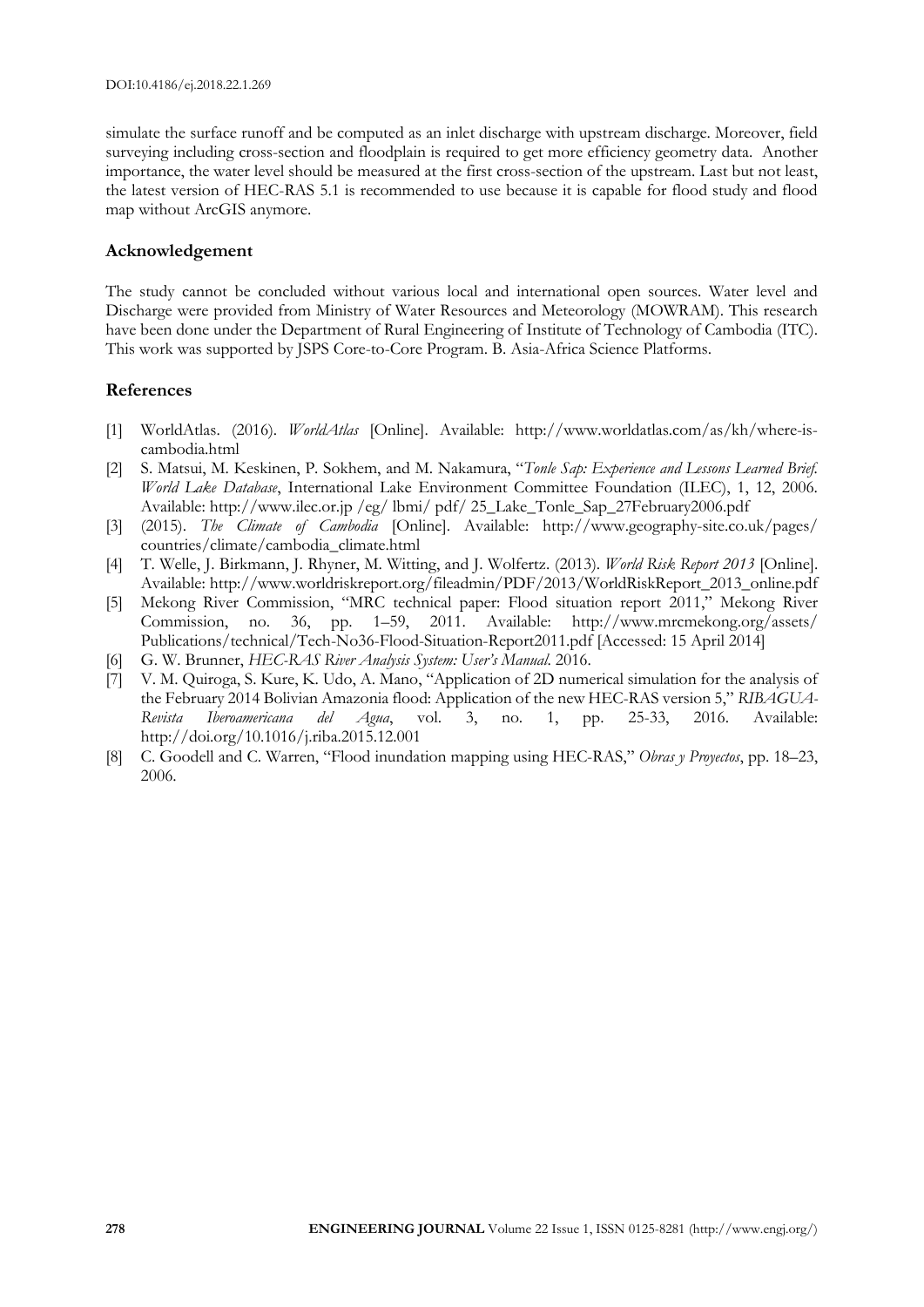simulate the surface runoff and be computed as an inlet discharge with upstream discharge. Moreover, field surveying including cross-section and floodplain is required to get more efficiency geometry data. Another importance, the water level should be measured at the first cross-section of the upstream. Last but not least, the latest version of HEC-RAS 5.1 is recommended to use because it is capable for flood study and flood map without ArcGIS anymore.

## Acknowledgement

The study cannot be concluded without various local and international open sources. Water level and Discharge were provided from Ministry of Water Resources and Meteorology (MOWRAM). This research have been done under the Department of Rural Engineering of Institute of Technology of Cambodia (ITC). This work was supported by JSPS Core-to-Core Program. B. Asia-Africa Science Platforms.

## References

[1] WorldAtlas. (2016). *WorldAtlas* [Online]. Available: http://www.worldatlas.com/as/kh/where-is-cambodia.html

[2] S. Matsui, M. Keskinen, P. Sokhem, and M. Nakamura, "*Tonle Sap: Experience and Lessons Learned Brief. World Lake Database*, International Lake Environment Committee Foundation (ILEC), 1, 12, 2006. Available: http://www.ilec.or.jp /eg/ lbmi/ pdf/ 25_Lake_Tonle_Sap_27February2006.pdf

[3] (2015). *The Climate of Cambodia* [Online]. Available: http://www.geography-site.co.uk/pages/countries/climate/cambodia_climate.html

[4] T. Welle, J. Birkmann, J. Rhyner, M. Witting, and J. Wolfertz. (2013). *World Risk Report 2013* [Online]. Available: http://www.worldriskreport.org/fileadmin/PDF/2013/WorldRiskReport_2013_online.pdf

[5] Mekong River Commission, "MRC technical paper: Flood situation report 2011," Mekong River Commission, no. 36, pp. 1–59, 2011. Available: http://www.mrcmekong.org/assets/Publications/technical/Tech-No36-Flood-Situation-Report2011.pdf [Accessed: 15 April 2014]

[6] G. W. Brunner, *HEC-RAS River Analysis System: User's Manual*. 2016.

[7] V. M. Quiroga, S. Kure, K. Udo, A. Mano, "Application of 2D numerical simulation for the analysis of the February 2014 Bolivian Amazonia flood: Application of the new HEC-RAS version 5," *RIBAGUA-Revista Iberoamericana del Agua*, vol. 3, no. 1, pp. 25-33, 2016. Available: http://doi.org/10.1016/j.riba.2015.12.001

[8] C. Goodell and C. Warren, "Flood inundation mapping using HEC-RAS," *Obras y Proyectos*, pp. 18–23, 2006.